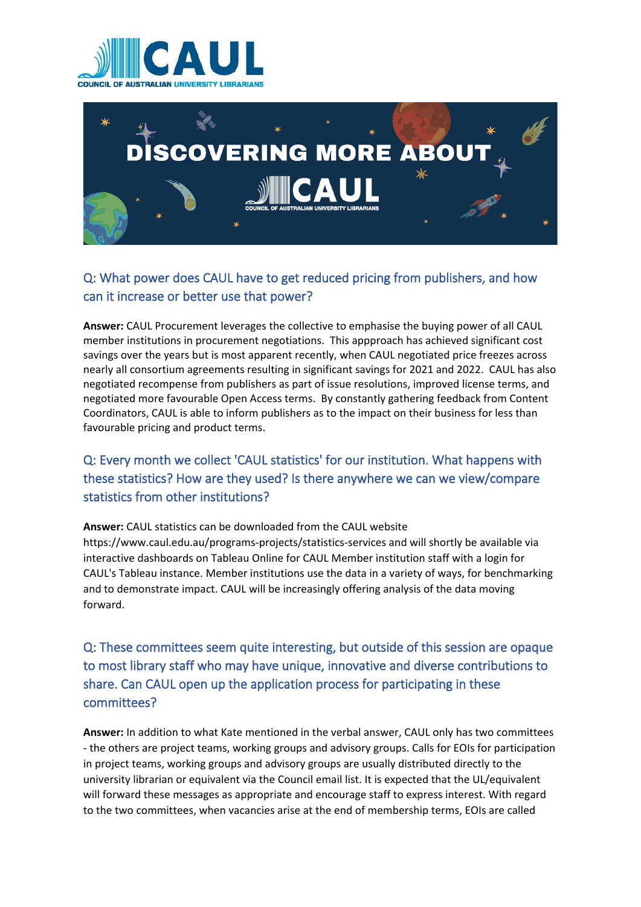# DISCOVERING MORE ABOUT CAUL

## Q: What power does CAUL have to get reduced pricing from publishers, and how can it increase or better use that power?

**Answer:** CAUL Procurement leverages the collective to emphasise the buying power of all CAUL member institutions in procurement negotiations. This appproach has achieved significant cost savings over the years but is most apparent recently, when CAUL negotiated price freezes across nearly all consortium agreements resulting in significant savings for 2021 and 2022. CAUL has also negotiated recompense from publishers as part of issue resolutions, improved license terms, and negotiated more favourable Open Access terms. By constantly gathering feedback from Content Coordinators, CAUL is able to inform publishers as to the impact on their business for less than favourable pricing and product terms.

## Q: Every month we collect 'CAUL statistics' for our institution. What happens with these statistics? How are they used? Is there anywhere we can we view/compare statistics from other institutions?

**Answer:** CAUL statistics can be downloaded from the CAUL website https://www.caul.edu.au/programs-projects/statistics-services and will shortly be available via interactive dashboards on Tableau Online for CAUL Member institution staff with a login for CAUL's Tableau instance. Member institutions use the data in a variety of ways, for benchmarking and to demonstrate impact. CAUL will be increasingly offering analysis of the data moving forward.

## Q: These committees seem quite interesting, but outside of this session are opaque to most library staff who may have unique, innovative and diverse contributions to share. Can CAUL open up the application process for participating in these committees?

**Answer:** In addition to what Kate mentioned in the verbal answer, CAUL only has two committees - the others are project teams, working groups and advisory groups. Calls for EOIs for participation in project teams, working groups and advisory groups are usually distributed directly to the university librarian or equivalent via the Council email list. It is expected that the UL/equivalent will forward these messages as appropriate and encourage staff to express interest. With regard to the two committees, when vacancies arise at the end of membership terms, EOIs are called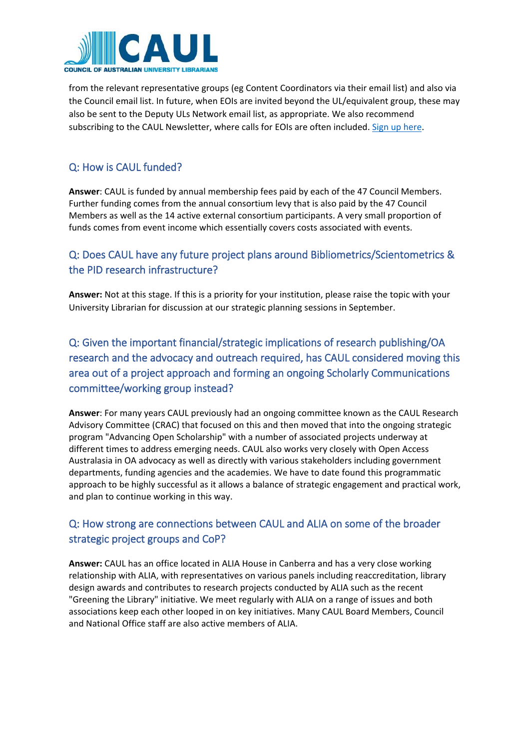from the relevant representative groups (eg Content Coordinators via their email list) and also via the Council email list. In future, when EOIs are invited beyond the UL/equivalent group, these may also be sent to the Deputy ULs Network email list, as appropriate. We also recommend subscribing to the CAUL Newsletter, where calls for EOIs are often included. Sign up here.

## Q: How is CAUL funded?

**Answer**: CAUL is funded by annual membership fees paid by each of the 47 Council Members. Further funding comes from the annual consortium levy that is also paid by the 47 Council Members as well as the 14 active external consortium participants. A very small proportion of funds comes from event income which essentially covers costs associated with events.

## Q: Does CAUL have any future project plans around Bibliometrics/Scientometrics & the PID research infrastructure?

**Answer:** Not at this stage. If this is a priority for your institution, please raise the topic with your University Librarian for discussion at our strategic planning sessions in September.

## Q: Given the important financial/strategic implications of research publishing/OA research and the advocacy and outreach required, has CAUL considered moving this area out of a project approach and forming an ongoing Scholarly Communications committee/working group instead?

**Answer**: For many years CAUL previously had an ongoing committee known as the CAUL Research Advisory Committee (CRAC) that focused on this and then moved that into the ongoing strategic program "Advancing Open Scholarship" with a number of associated projects underway at different times to address emerging needs. CAUL also works very closely with Open Access Australasia in OA advocacy as well as directly with various stakeholders including government departments, funding agencies and the academies. We have to date found this programmatic approach to be highly successful as it allows a balance of strategic engagement and practical work, and plan to continue working in this way.

## Q: How strong are connections between CAUL and ALIA on some of the broader strategic project groups and CoP?

**Answer:** CAUL has an office located in ALIA House in Canberra and has a very close working relationship with ALIA, with representatives on various panels including reaccreditation, library design awards and contributes to research projects conducted by ALIA such as the recent "Greening the Library" initiative. We meet regularly with ALIA on a range of issues and both associations keep each other looped in on key initiatives. Many CAUL Board Members, Council and National Office staff are also active members of ALIA.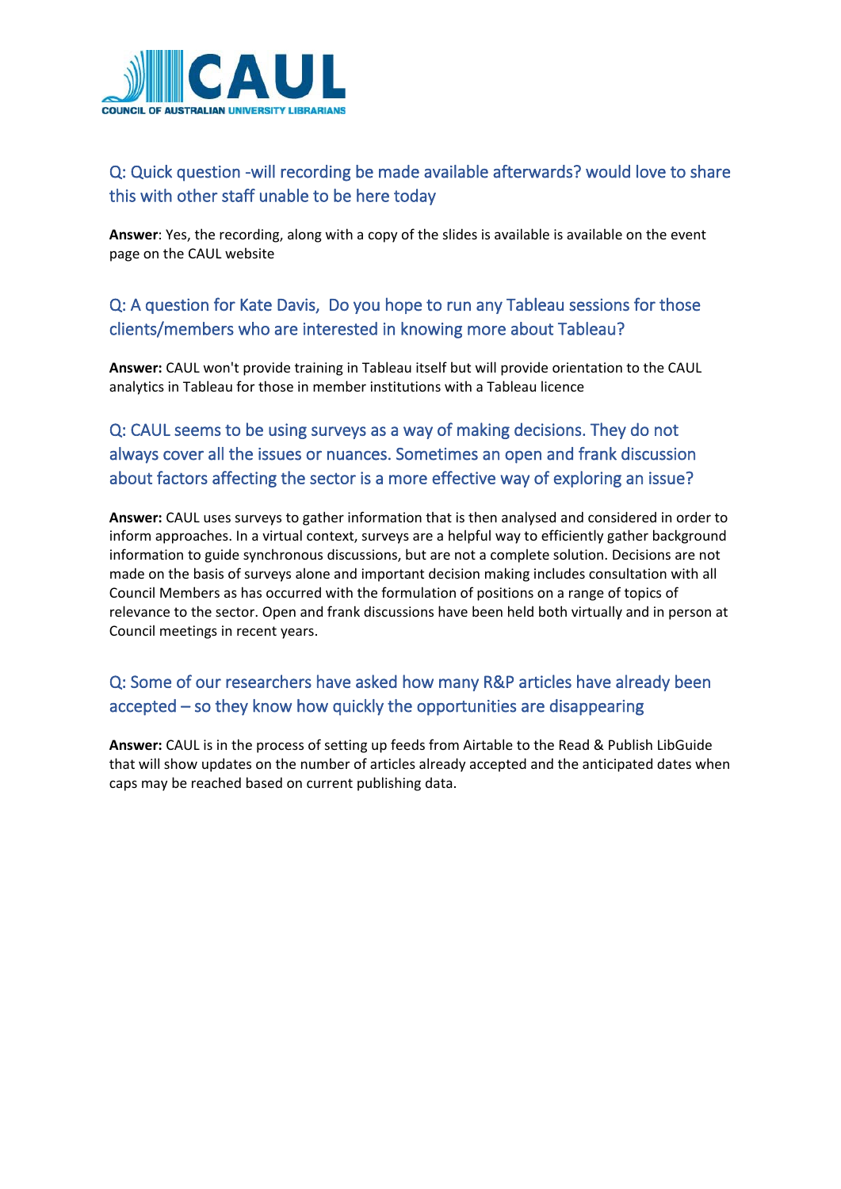## Q: Quick question -will recording be made available afterwards? would love to share this with other staff unable to be here today

**Answer**: Yes, the recording, along with a copy of the slides is available is available on the event page on the CAUL website

## Q: A question for Kate Davis, Do you hope to run any Tableau sessions for those clients/members who are interested in knowing more about Tableau?

**Answer:** CAUL won't provide training in Tableau itself but will provide orientation to the CAUL analytics in Tableau for those in member institutions with a Tableau licence

## Q: CAUL seems to be using surveys as a way of making decisions. They do not always cover all the issues or nuances. Sometimes an open and frank discussion about factors affecting the sector is a more effective way of exploring an issue?

**Answer:** CAUL uses surveys to gather information that is then analysed and considered in order to inform approaches. In a virtual context, surveys are a helpful way to efficiently gather background information to guide synchronous discussions, but are not a complete solution. Decisions are not made on the basis of surveys alone and important decision making includes consultation with all Council Members as has occurred with the formulation of positions on a range of topics of relevance to the sector. Open and frank discussions have been held both virtually and in person at Council meetings in recent years.

## Q: Some of our researchers have asked how many R&P articles have already been accepted – so they know how quickly the opportunities are disappearing

**Answer:** CAUL is in the process of setting up feeds from Airtable to the Read & Publish LibGuide that will show updates on the number of articles already accepted and the anticipated dates when caps may be reached based on current publishing data.